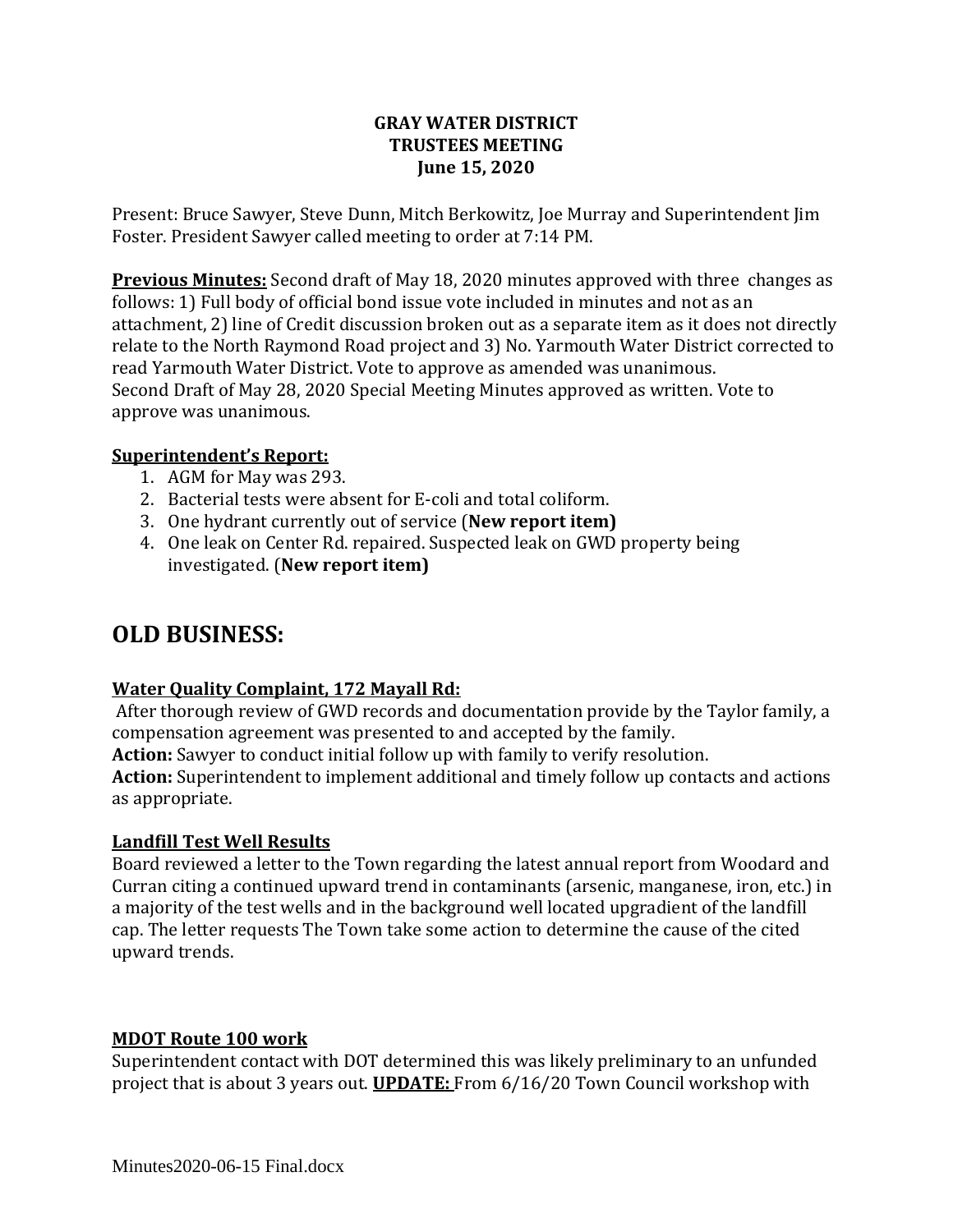**GRAY WATER DISTRICT**
**TRUSTEES MEETING**
**June 15, 2020**

Present: Bruce Sawyer, Steve Dunn, Mitch Berkowitz, Joe Murray and Superintendent Jim Foster. President Sawyer called meeting to order at 7:14 PM.

**Previous Minutes:** Second draft of May 18, 2020 minutes approved with three changes as follows: 1) Full body of official bond issue vote included in minutes and not as an attachment, 2) line of Credit discussion broken out as a separate item as it does not directly relate to the North Raymond Road project and 3) No. Yarmouth Water District corrected to read Yarmouth Water District. Vote to approve as amended was unanimous.
Second Draft of May 28, 2020 Special Meeting Minutes approved as written. Vote to approve was unanimous.

**Superintendent's Report:**

1. AGM for May was 293.
2. Bacterial tests were absent for E-coli and total coliform.
3. One hydrant currently out of service (**New report item)**
4. One leak on Center Rd. repaired. Suspected leak on GWD property being investigated. (**New report item)**

# OLD BUSINESS:

**Water Quality Complaint, 172 Mayall Rd:**

After thorough review of GWD records and documentation provide by the Taylor family, a compensation agreement was presented to and accepted by the family.
**Action:** Sawyer to conduct initial follow up with family to verify resolution.
**Action:** Superintendent to implement additional and timely follow up contacts and actions as appropriate.

**Landfill Test Well Results**

Board reviewed a letter to the Town regarding the latest annual report from Woodard and Curran citing a continued upward trend in contaminants (arsenic, manganese, iron, etc.) in a majority of the test wells and in the background well located upgradient of the landfill cap. The letter requests The Town take some action to determine the cause of the cited upward trends.

**MDOT Route 100 work**

Superintendent contact with DOT determined this was likely preliminary to an unfunded project that is about 3 years out. **UPDATE:** From 6/16/20 Town Council workshop with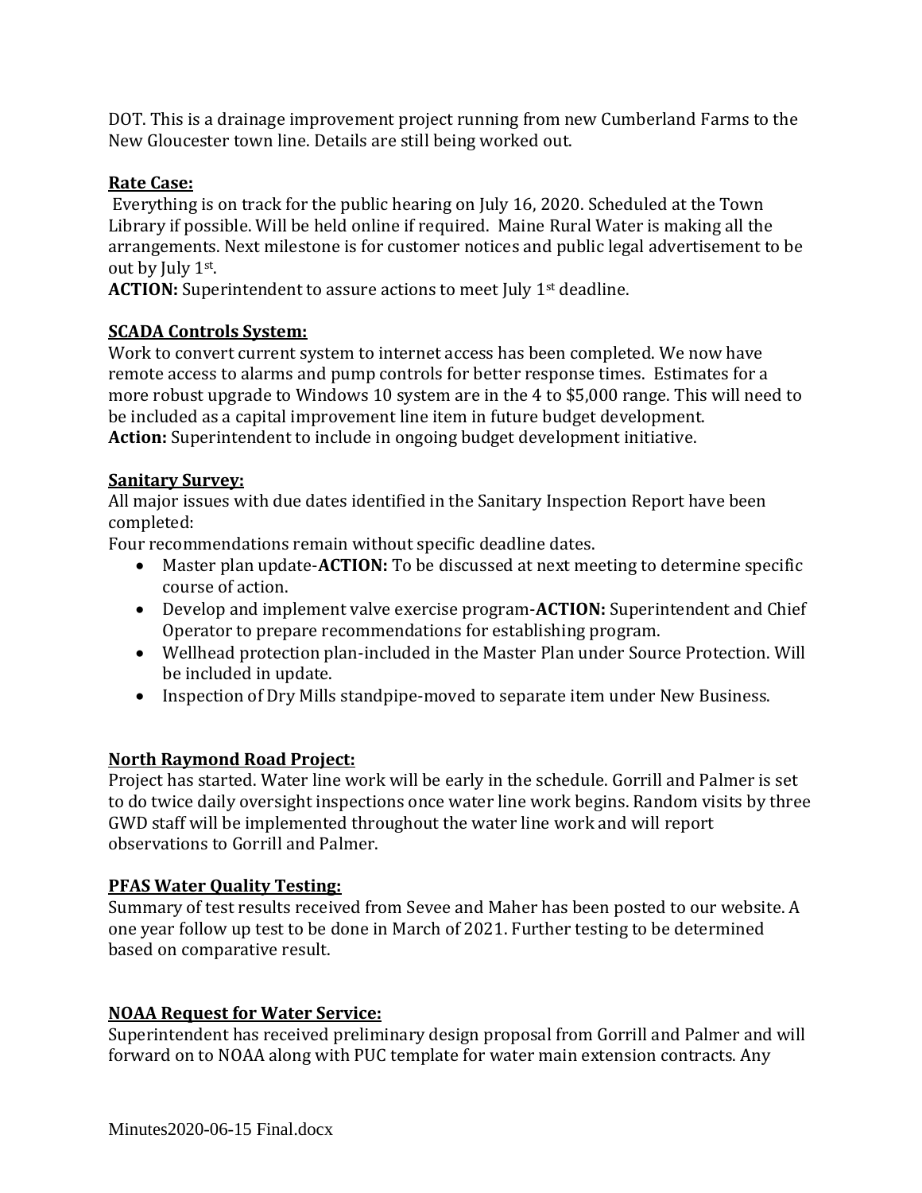DOT. This is a drainage improvement project running from new Cumberland Farms to the New Gloucester town line. Details are still being worked out.

**Rate Case:**

Everything is on track for the public hearing on July 16, 2020. Scheduled at the Town Library if possible. Will be held online if required. Maine Rural Water is making all the arrangements. Next milestone is for customer notices and public legal advertisement to be out by July 1st.

**ACTION:** Superintendent to assure actions to meet July 1st deadline.

**SCADA Controls System:**

Work to convert current system to internet access has been completed. We now have remote access to alarms and pump controls for better response times. Estimates for a more robust upgrade to Windows 10 system are in the 4 to $5,000 range. This will need to be included as a capital improvement line item in future budget development.

**Action:** Superintendent to include in ongoing budget development initiative.

**Sanitary Survey:**

All major issues with due dates identified in the Sanitary Inspection Report have been completed:

Four recommendations remain without specific deadline dates.

- Master plan update-**ACTION:** To be discussed at next meeting to determine specific course of action.
- Develop and implement valve exercise program-**ACTION:** Superintendent and Chief Operator to prepare recommendations for establishing program.
- Wellhead protection plan-included in the Master Plan under Source Protection. Will be included in update.
- Inspection of Dry Mills standpipe-moved to separate item under New Business.

**North Raymond Road Project:**

Project has started. Water line work will be early in the schedule. Gorrill and Palmer is set to do twice daily oversight inspections once water line work begins. Random visits by three GWD staff will be implemented throughout the water line work and will report observations to Gorrill and Palmer.

**PFAS Water Quality Testing:**

Summary of test results received from Sevee and Maher has been posted to our website. A one year follow up test to be done in March of 2021. Further testing to be determined based on comparative result.

**NOAA Request for Water Service:**

Superintendent has received preliminary design proposal from Gorrill and Palmer and will forward on to NOAA along with PUC template for water main extension contracts. Any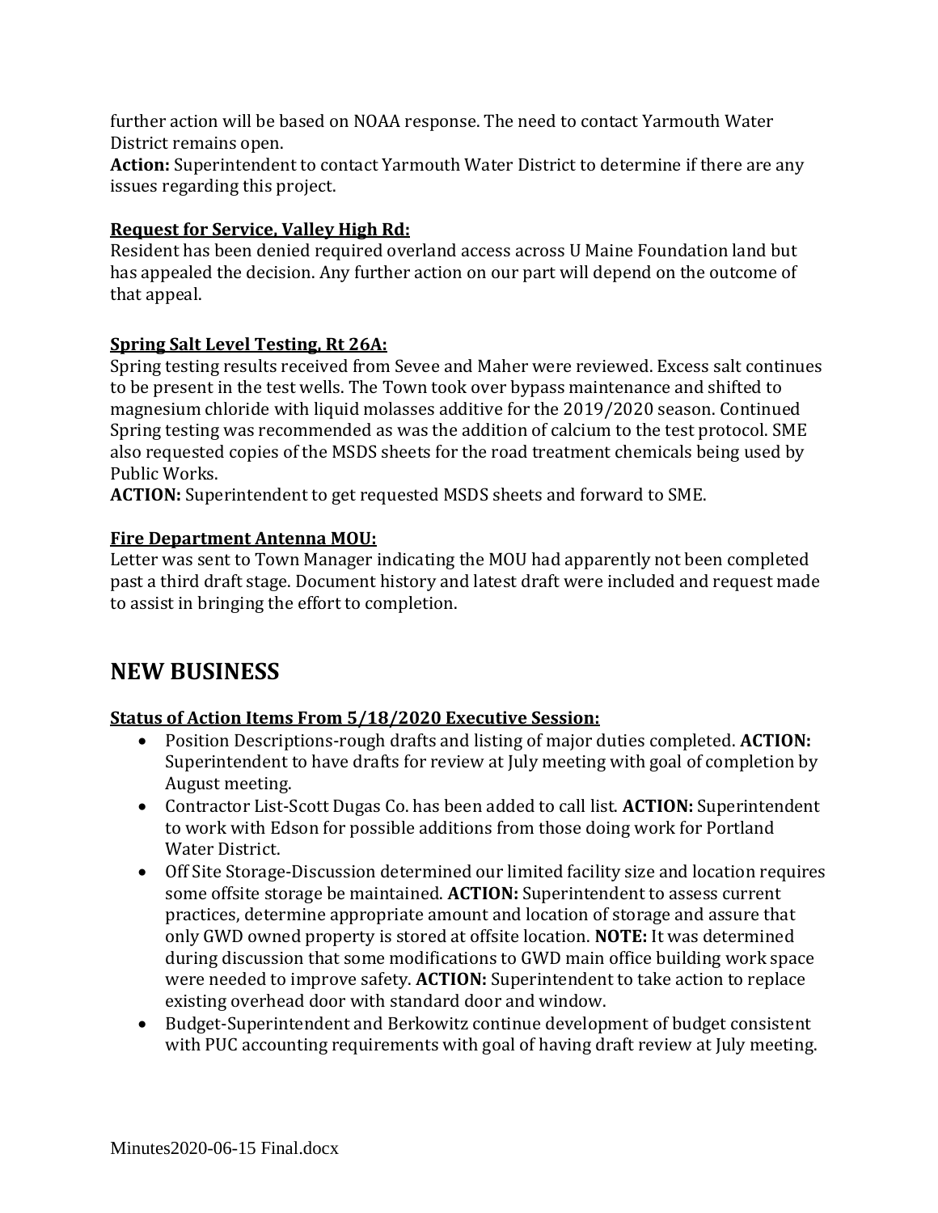further action will be based on NOAA response. The need to contact Yarmouth Water District remains open.
**Action:** Superintendent to contact Yarmouth Water District to determine if there are any issues regarding this project.

**Request for Service, Valley High Rd:**
Resident has been denied required overland access across U Maine Foundation land but has appealed the decision. Any further action on our part will depend on the outcome of that appeal.

**Spring Salt Level Testing, Rt 26A:**
Spring testing results received from Sevee and Maher were reviewed. Excess salt continues to be present in the test wells. The Town took over bypass maintenance and shifted to magnesium chloride with liquid molasses additive for the 2019/2020 season. Continued Spring testing was recommended as was the addition of calcium to the test protocol. SME also requested copies of the MSDS sheets for the road treatment chemicals being used by Public Works.
**ACTION:** Superintendent to get requested MSDS sheets and forward to SME.

**Fire Department Antenna MOU:**
Letter was sent to Town Manager indicating the MOU had apparently not been completed past a third draft stage. Document history and latest draft were included and request made to assist in bringing the effort to completion.

# NEW BUSINESS

**Status of Action Items From 5/18/2020 Executive Session:**

- Position Descriptions-rough drafts and listing of major duties completed. **ACTION:** Superintendent to have drafts for review at July meeting with goal of completion by August meeting.
- Contractor List-Scott Dugas Co. has been added to call list. **ACTION:** Superintendent to work with Edson for possible additions from those doing work for Portland Water District.
- Off Site Storage-Discussion determined our limited facility size and location requires some offsite storage be maintained. **ACTION:** Superintendent to assess current practices, determine appropriate amount and location of storage and assure that only GWD owned property is stored at offsite location. **NOTE:** It was determined during discussion that some modifications to GWD main office building work space were needed to improve safety. **ACTION:** Superintendent to take action to replace existing overhead door with standard door and window.
- Budget-Superintendent and Berkowitz continue development of budget consistent with PUC accounting requirements with goal of having draft review at July meeting.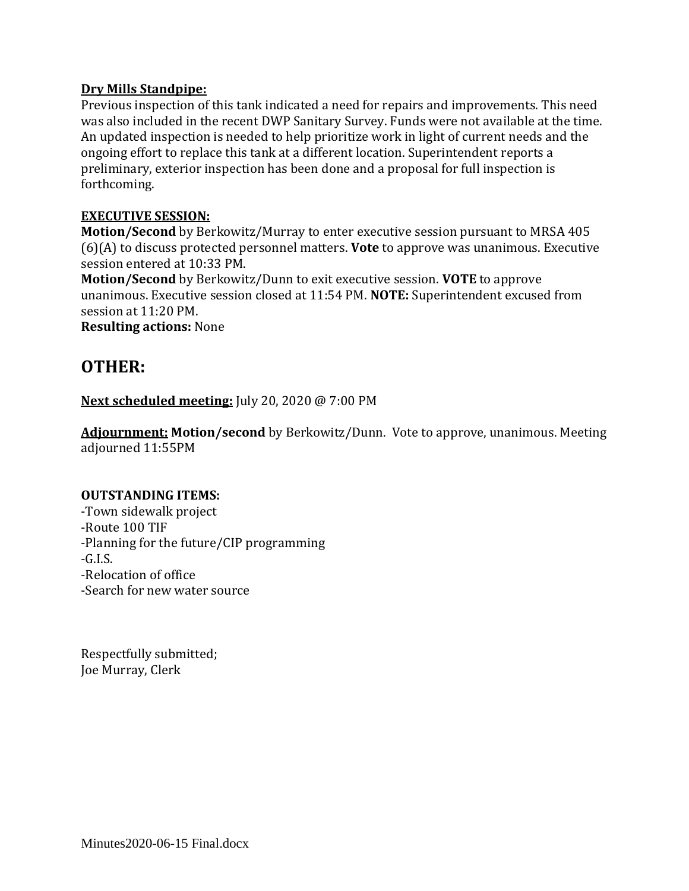**<u>Dry Mills Standpipe:</u>**
Previous inspection of this tank indicated a need for repairs and improvements. This need was also included in the recent DWP Sanitary Survey. Funds were not available at the time. An updated inspection is needed to help prioritize work in light of current needs and the ongoing effort to replace this tank at a different location. Superintendent reports a preliminary, exterior inspection has been done and a proposal for full inspection is forthcoming.

**<u>EXECUTIVE SESSION:</u>**
**Motion/Second** by Berkowitz/Murray to enter executive session pursuant to MRSA 405 (6)(A) to discuss protected personnel matters. **Vote** to approve was unanimous. Executive session entered at 10:33 PM.
**Motion/Second** by Berkowitz/Dunn to exit executive session. **VOTE** to approve unanimous. Executive session closed at 11:54 PM. **NOTE:** Superintendent excused from session at 11:20 PM.
**Resulting actions:** None

## OTHER:

**<u>Next scheduled meeting:</u>** July 20, 2020 @ 7:00 PM

**<u>Adjournment:</u>** **Motion/second** by Berkowitz/Dunn. Vote to approve, unanimous. Meeting adjourned 11:55PM

**OUTSTANDING ITEMS:**
-Town sidewalk project
-Route 100 TIF
-Planning for the future/CIP programming
-G.I.S.
-Relocation of office
-Search for new water source

Respectfully submitted;
Joe Murray, Clerk

Minutes2020-06-15 Final.docx